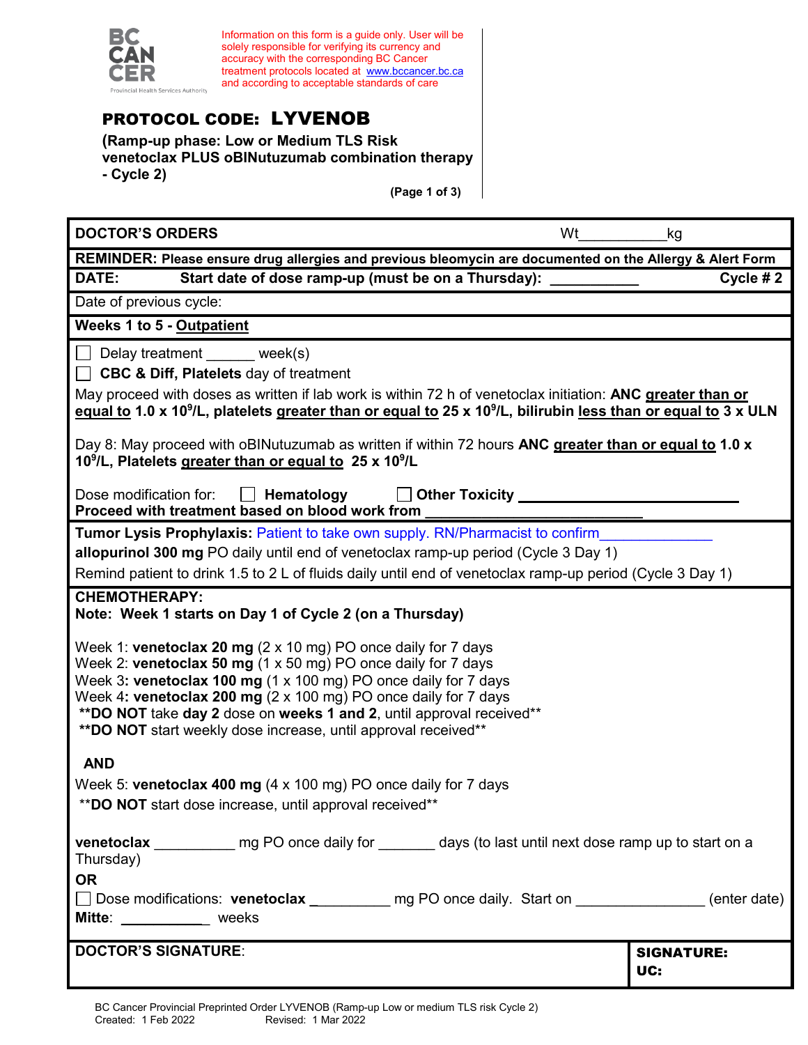BC CANCER
Provincial Health Services Authority

Information on this form is a guide only. User will be solely responsible for verifying its currency and accuracy with the corresponding BC Cancer treatment protocols located at www.bccancer.bc.ca and according to acceptable standards of care

## PROTOCOL CODE: LYVENOB

**(Ramp-up phase: Low or Medium TLS Risk venetoclax PLUS oBINutuzumab combination therapy - Cycle 2)**

**DOCTOR'S ORDERS** Wt__________kg

**REMINDER: Please ensure drug allergies and previous bleomycin are documented on the Allergy & Alert Form**

**DATE:** **Start date of dose ramp-up (must be on a Thursday):** __________ **Cycle # 2**

Date of previous cycle:

**Weeks 1 to 5 - Outpatient**

☐ Delay treatment ______ week(s)

☐ **CBC & Diff, Platelets** day of treatment

May proceed with doses as written if lab work is within 72 h of venetoclax initiation: **ANC greater than or equal to 1.0 x $10^9$/L, platelets greater than or equal to 25 x $10^9$/L, bilirubin less than or equal to 3 x ULN**

Day 8: May proceed with oBINutuzumab as written if within 72 hours **ANC greater than or equal to 1.0 x $10^9$/L, Platelets greater than or equal to 25 x $10^9$/L**

Dose modification for: ☐ **Hematology** ☐ **Other Toxicity** ____________________
**Proceed with treatment based on blood work from** ____________________

**Tumor Lysis Prophylaxis:** Patient to take own supply. RN/Pharmacist to confirm____________

**allopurinol 300 mg** PO daily until end of venetoclax ramp-up period (Cycle 3 Day 1)

Remind patient to drink 1.5 to 2 L of fluids daily until end of venetoclax ramp-up period (Cycle 3 Day 1)

**CHEMOTHERAPY:**
**Note: Week 1 starts on Day 1 of Cycle 2 (on a Thursday)**

Week 1: **venetoclax 20 mg** (2 x 10 mg) PO once daily for 7 days
Week 2: **venetoclax 50 mg** (1 x 50 mg) PO once daily for 7 days
Week 3: **venetoclax 100 mg** (1 x 100 mg) PO once daily for 7 days
Week 4: **venetoclax 200 mg** (2 x 100 mg) PO once daily for 7 days
\*\***DO NOT** take **day 2** dose on **weeks 1 and 2**, until approval received\*\*
\*\***DO NOT** start weekly dose increase, until approval received\*\*

**AND**

Week 5: **venetoclax 400 mg** (4 x 100 mg) PO once daily for 7 days
\*\***DO NOT** start dose increase, until approval received\*\*

**venetoclax** __________ mg PO once daily for _______ days (to last until next dose ramp up to start on a Thursday)

**OR**

☐ Dose modifications: **venetoclax** __________ mg PO once daily. Start on ______________ (enter date)
**Mitte**: __________ weeks

**DOCTOR'S SIGNATURE**: | **SIGNATURE:** **UC:**

BC Cancer Provincial Preprinted Order LYVENOB (Ramp-up Low or medium TLS risk Cycle 2)
Created: 1 Feb 2022 Revised: 1 Mar 2022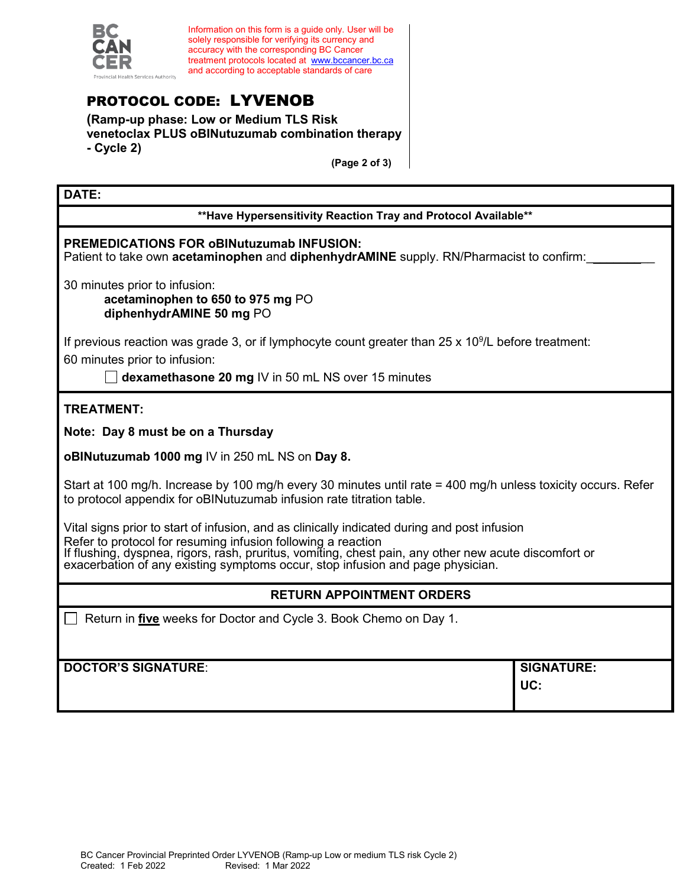Information on this form is a guide only. User will be solely responsible for verifying its currency and accuracy with the corresponding BC Cancer treatment protocols located at www.bccancer.bc.ca and according to acceptable standards of care

# PROTOCOL CODE: LYVENOB

**(Ramp-up phase: Low or Medium TLS Risk venetoclax PLUS oBINutuzumab combination therapy - Cycle 2)**

**DATE:**

**\*\*Have Hypersensitivity Reaction Tray and Protocol Available\*\***

**PREMEDICATIONS FOR oBINutuzumab INFUSION:**
Patient to take own **acetaminophen** and **diphenhydrAMINE** supply. RN/Pharmacist to confirm:___________

30 minutes prior to infusion:

**acetaminophen to 650 to 975 mg** PO
**diphenhydrAMINE 50 mg** PO

If previous reaction was grade 3, or if lymphocyte count greater than 25 x $10^9$/L before treatment:
60 minutes prior to infusion:

☐ **dexamethasone 20 mg** IV in 50 mL NS over 15 minutes

**TREATMENT:**

**Note: Day 8 must be on a Thursday**

**oBINutuzumab 1000 mg** IV in 250 mL NS on **Day 8.**

Start at 100 mg/h. Increase by 100 mg/h every 30 minutes until rate = 400 mg/h unless toxicity occurs. Refer to protocol appendix for oBINutuzumab infusion rate titration table.

Vital signs prior to start of infusion, and as clinically indicated during and post infusion
Refer to protocol for resuming infusion following a reaction
If flushing, dyspnea, rigors, rash, pruritus, vomiting, chest pain, any other new acute discomfort or exacerbation of any existing symptoms occur, stop infusion and page physician.

**RETURN APPOINTMENT ORDERS**

☐ Return in **five** weeks for Doctor and Cycle 3. Book Chemo on Day 1.

| **DOCTOR'S SIGNATURE**: | **SIGNATURE:** **UC:** |
|---|---|

BC Cancer Provincial Preprinted Order LYVENOB (Ramp-up Low or medium TLS risk Cycle 2)
Created: 1 Feb 2022 Revised: 1 Mar 2022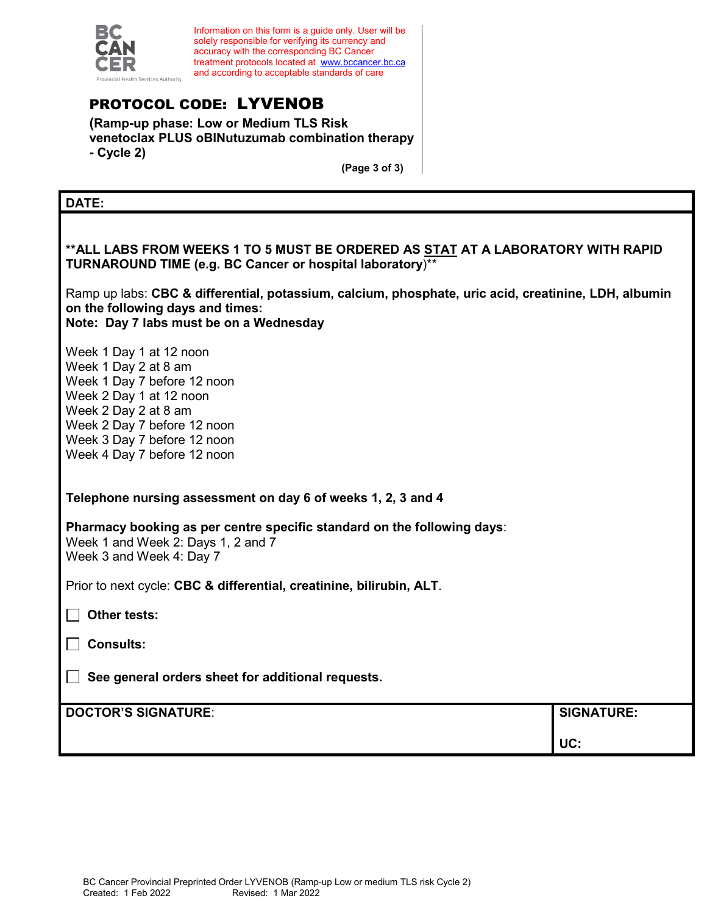Information on this form is a guide only. User will be solely responsible for verifying its currency and accuracy with the corresponding BC Cancer treatment protocols located at www.bccancer.bc.ca and according to acceptable standards of care

# PROTOCOL CODE: LYVENOB

**(Ramp-up phase: Low or Medium TLS Risk venetoclax PLUS oBINutuzumab combination therapy - Cycle 2)**

**DATE:**

**\*\*ALL LABS FROM WEEKS 1 TO 5 MUST BE ORDERED AS STAT AT A LABORATORY WITH RAPID TURNAROUND TIME (e.g. BC Cancer or hospital laboratory)\*\***

Ramp up labs: **CBC & differential, potassium, calcium, phosphate, uric acid, creatinine, LDH, albumin on the following days and times:**
**Note: Day 7 labs must be on a Wednesday**

Week 1 Day 1 at 12 noon
Week 1 Day 2 at 8 am
Week 1 Day 7 before 12 noon
Week 2 Day 1 at 12 noon
Week 2 Day 2 at 8 am
Week 2 Day 7 before 12 noon
Week 3 Day 7 before 12 noon
Week 4 Day 7 before 12 noon

**Telephone nursing assessment on day 6 of weeks 1, 2, 3 and 4**

**Pharmacy booking as per centre specific standard on the following days**:
Week 1 and Week 2: Days 1, 2 and 7
Week 3 and Week 4: Day 7

Prior to next cycle: **CBC & differential, creatinine, bilirubin, ALT**.

☐ **Other tests:**

☐ **Consults:**

☐ **See general orders sheet for additional requests.**

| **DOCTOR'S SIGNATURE**: | **SIGNATURE:** <br> **UC:** |
|---|---|

BC Cancer Provincial Preprinted Order LYVENOB (Ramp-up Low or medium TLS risk Cycle 2)
Created: 1 Feb 2022 Revised: 1 Mar 2022